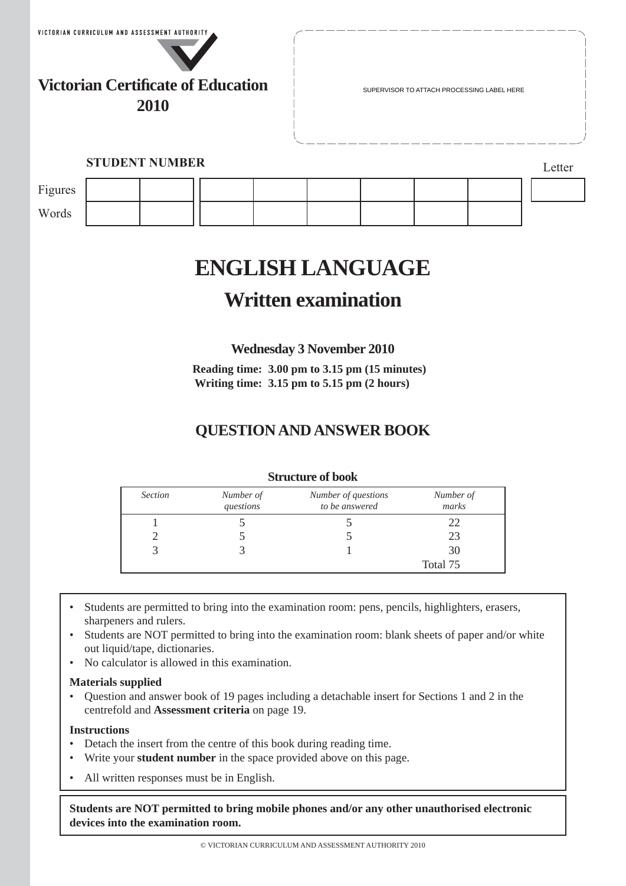VICTORIAN CURRICULUM AND ASSESSMENT AUTHORITY

**Victorian Certificate of Education**
**2010**

SUPERVISOR TO ATTACH PROCESSING LABEL HERE

**STUDENT NUMBER**

| | | | | | | | | | Letter |
|---|---|---|---|---|---|---|---|---|---|
| Figures | | | | | | | | | |
| Words | | | | | | | | | |

# ENGLISH LANGUAGE

## Written examination

**Wednesday 3 November 2010**

**Reading time: 3.00 pm to 3.15 pm (15 minutes)**
**Writing time: 3.15 pm to 5.15 pm (2 hours)**

## QUESTION AND ANSWER BOOK

**Structure of book**

| *Section* | *Number of questions* | *Number of questions to be answered* | *Number of marks* |
|---|---|---|---|
| 1 | 5 | 5 | 22 |
| 2 | 5 | 5 | 23 |
| 3 | 3 | 1 | 30 |
| | | | Total 75 |

- Students are permitted to bring into the examination room: pens, pencils, highlighters, erasers, sharpeners and rulers.
- Students are NOT permitted to bring into the examination room: blank sheets of paper and/or white out liquid/tape, dictionaries.
- No calculator is allowed in this examination.

**Materials supplied**
- Question and answer book of 19 pages including a detachable insert for Sections 1 and 2 in the centrefold and **Assessment criteria** on page 19.

**Instructions**
- Detach the insert from the centre of this book during reading time.
- Write your **student number** in the space provided above on this page.
- All written responses must be in English.

**Students are NOT permitted to bring mobile phones and/or any other unauthorised electronic devices into the examination room.**

© VICTORIAN CURRICULUM AND ASSESSMENT AUTHORITY 2010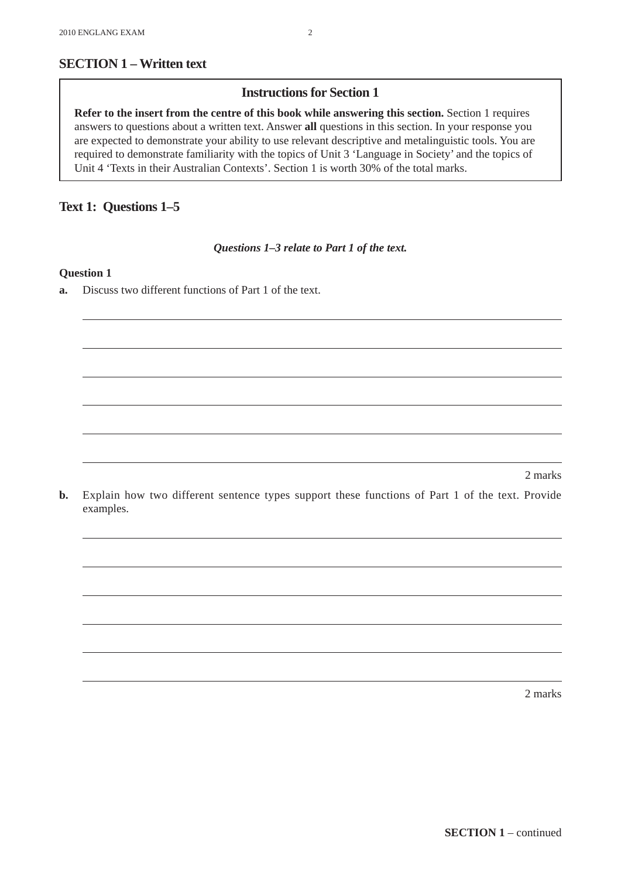## SECTION 1 – Written text

### Instructions for Section 1

**Refer to the insert from the centre of this book while answering this section.** Section 1 requires answers to questions about a written text. Answer **all** questions in this section. In your response you are expected to demonstrate your ability to use relevant descriptive and metalinguistic tools. You are required to demonstrate familiarity with the topics of Unit 3 'Language in Society' and the topics of Unit 4 'Texts in their Australian Contexts'. Section 1 is worth 30% of the total marks.

## Text 1: Questions 1–5

***Questions 1–3 relate to Part 1 of the text.***

**Question 1**

**a.** Discuss two different functions of Part 1 of the text.

2 marks

**b.** Explain how two different sentence types support these functions of Part 1 of the text. Provide examples.

2 marks

**SECTION 1** – continued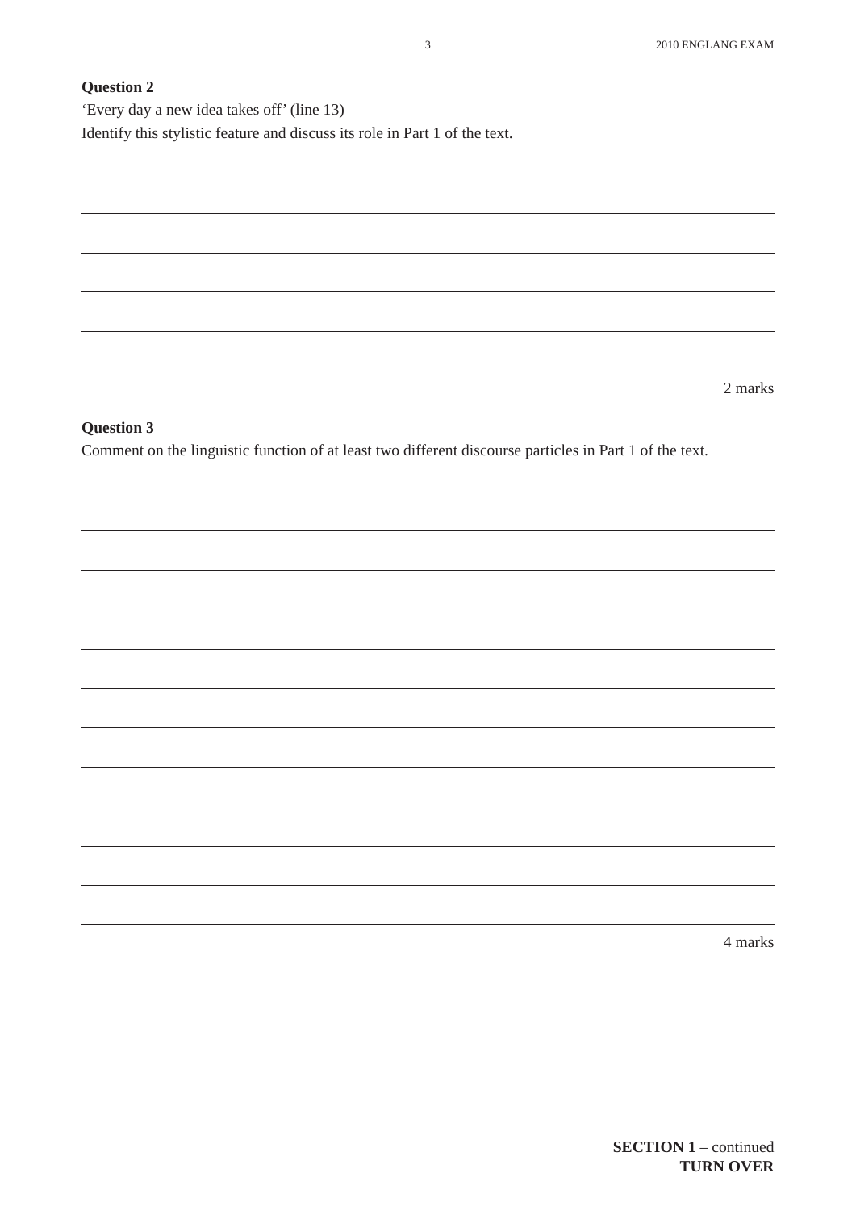**Question 2**

'Every day a new idea takes off' (line 13)

Identify this stylistic feature and discuss its role in Part 1 of the text.

2 marks

**Question 3**

Comment on the linguistic function of at least two different discourse particles in Part 1 of the text.

4 marks

**SECTION 1** – continued
**TURN OVER**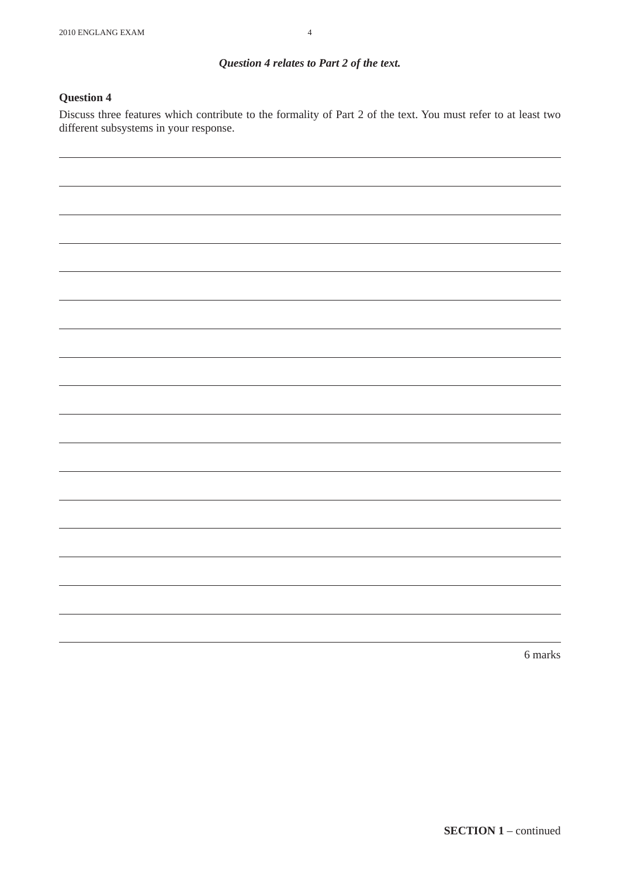***Question 4 relates to Part 2 of the text.***

**Question 4**

Discuss three features which contribute to the formality of Part 2 of the text. You must refer to at least two different subsystems in your response.

6 marks

**SECTION 1** – continued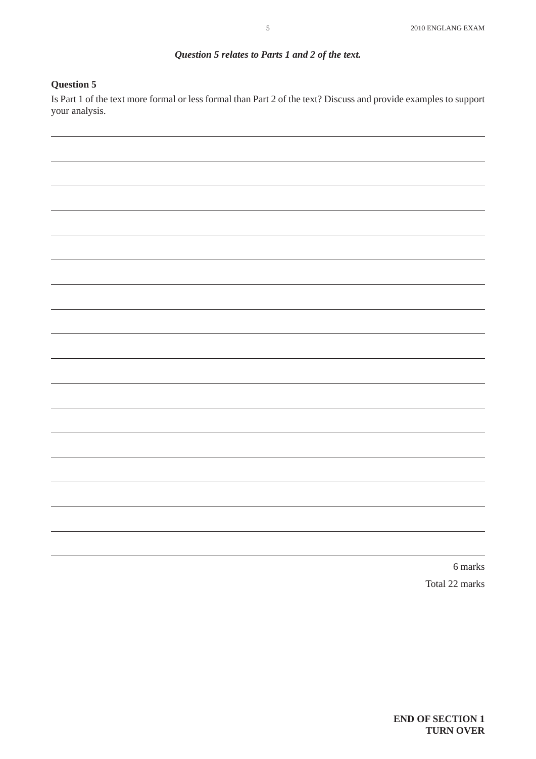***Question 5 relates to Parts 1 and 2 of the text.***

**Question 5**

Is Part 1 of the text more formal or less formal than Part 2 of the text? Discuss and provide examples to support your analysis.

6 marks

Total 22 marks

**END OF SECTION 1**
**TURN OVER**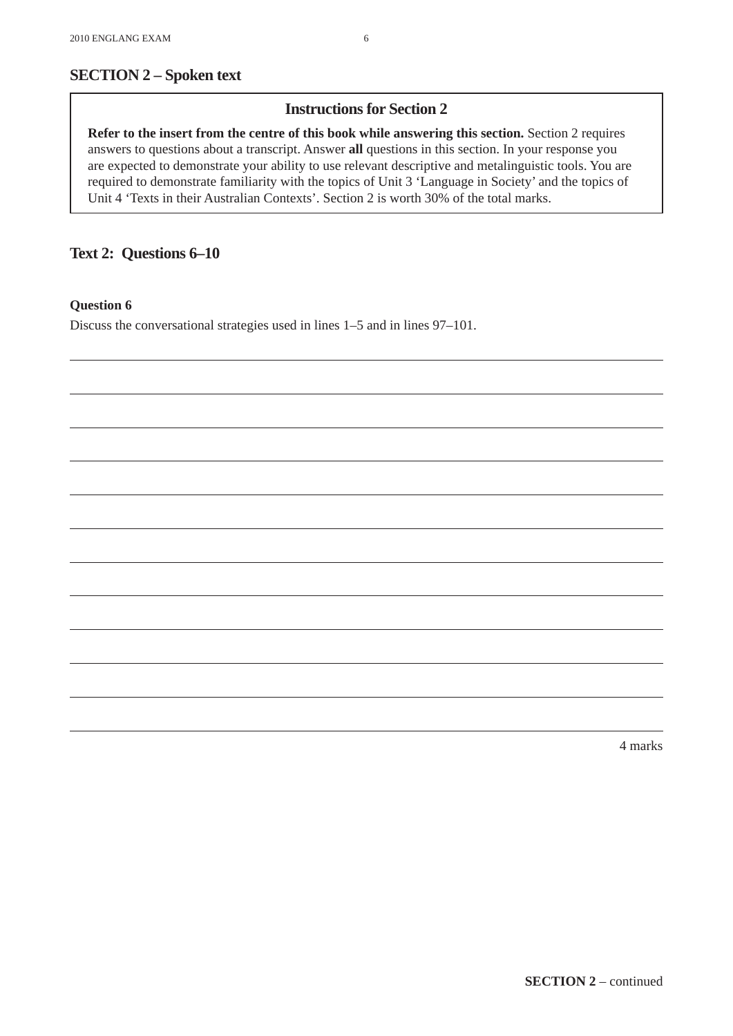## SECTION 2 – Spoken text

### Instructions for Section 2

**Refer to the insert from the centre of this book while answering this section.** Section 2 requires answers to questions about a transcript. Answer **all** questions in this section. In your response you are expected to demonstrate your ability to use relevant descriptive and metalinguistic tools. You are required to demonstrate familiarity with the topics of Unit 3 'Language in Society' and the topics of Unit 4 'Texts in their Australian Contexts'. Section 2 is worth 30% of the total marks.

## Text 2: Questions 6–10

**Question 6**

Discuss the conversational strategies used in lines 1–5 and in lines 97–101.

4 marks

**SECTION 2** – continued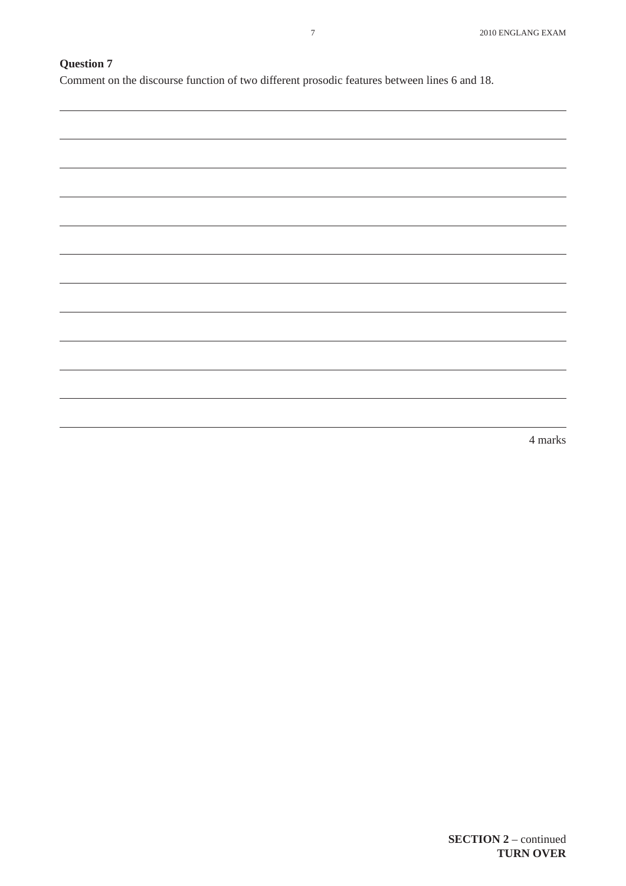**Question 7**

Comment on the discourse function of two different prosodic features between lines 6 and 18.

4 marks

**SECTION 2** – continued
**TURN OVER**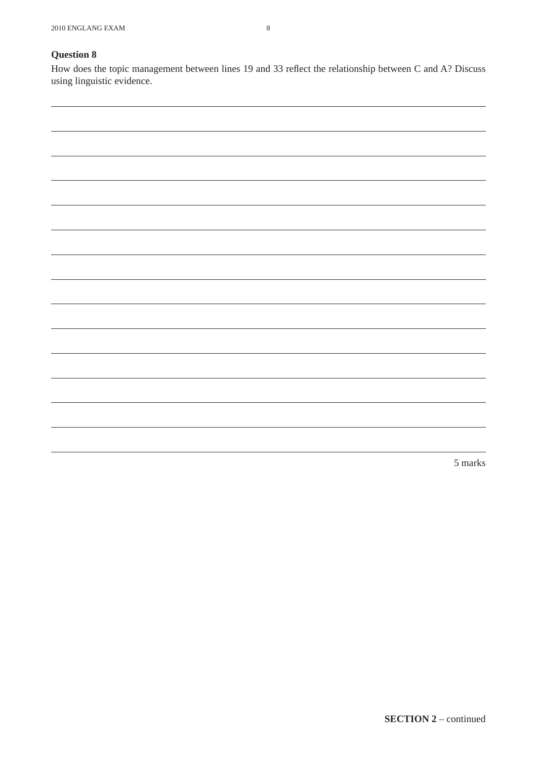## Question 8

How does the topic management between lines 19 and 33 reflect the relationship between C and A? Discuss using linguistic evidence.

5 marks

**SECTION 2** – continued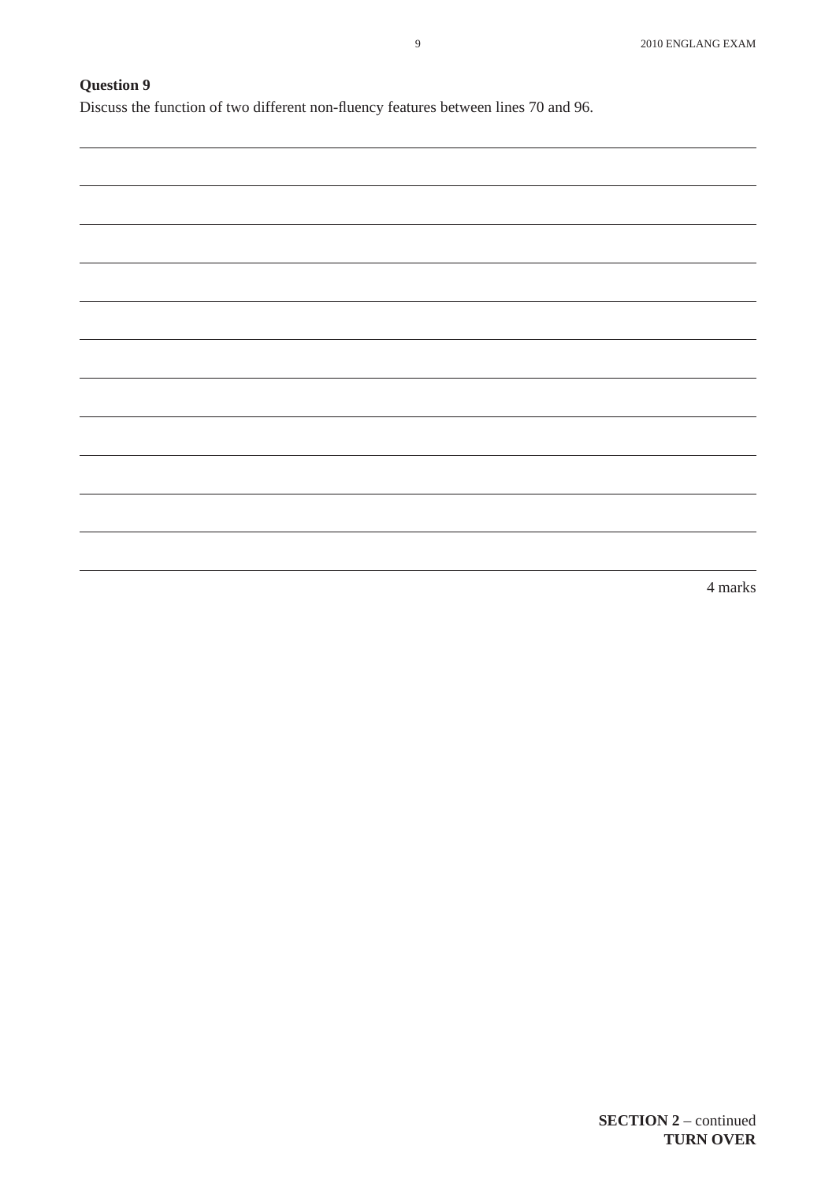**Question 9**

Discuss the function of two different non-fluency features between lines 70 and 96.

4 marks

**SECTION 2** – continued
**TURN OVER**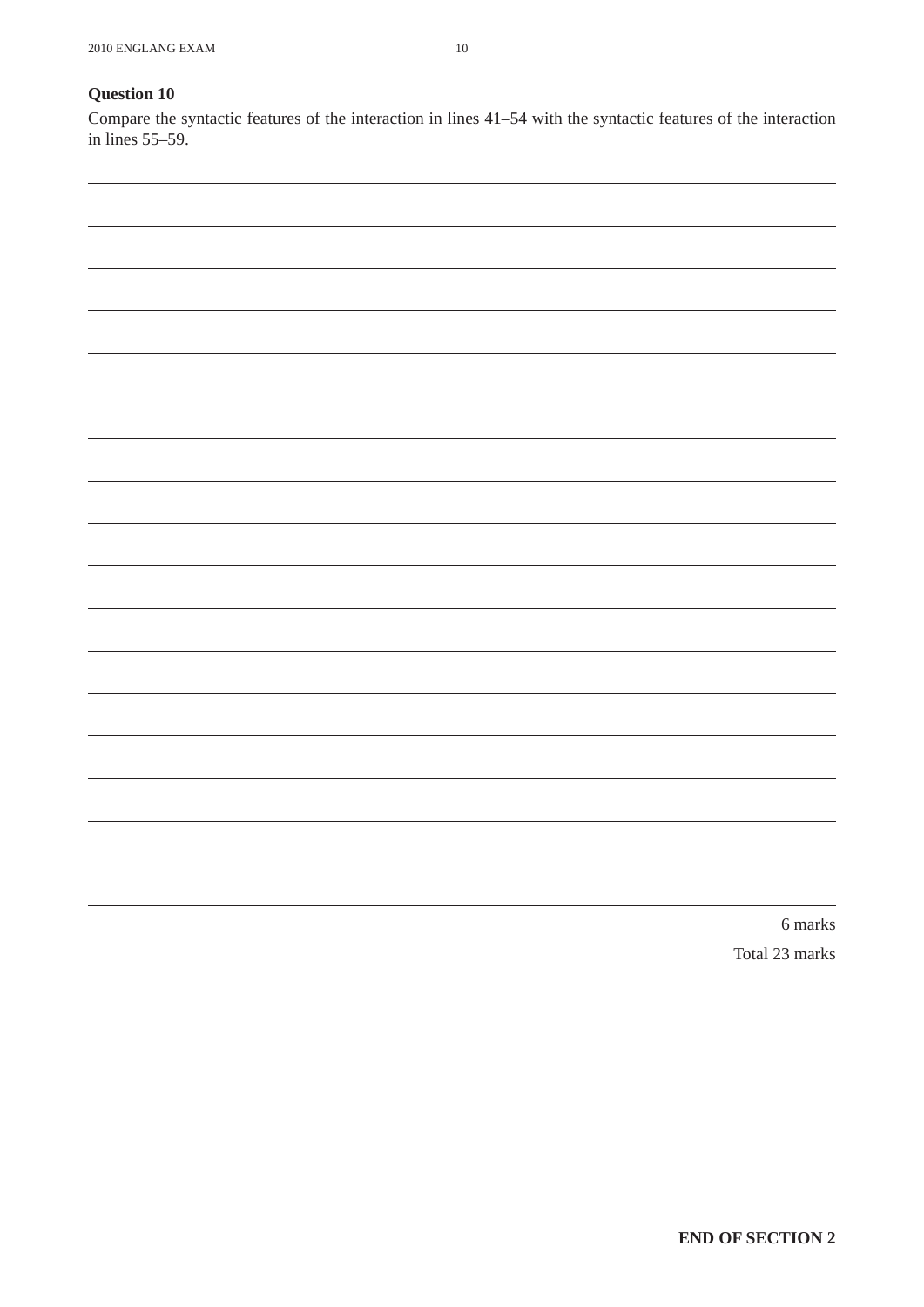**Question 10**

Compare the syntactic features of the interaction in lines 41–54 with the syntactic features of the interaction in lines 55–59.

6 marks

Total 23 marks

**END OF SECTION 2**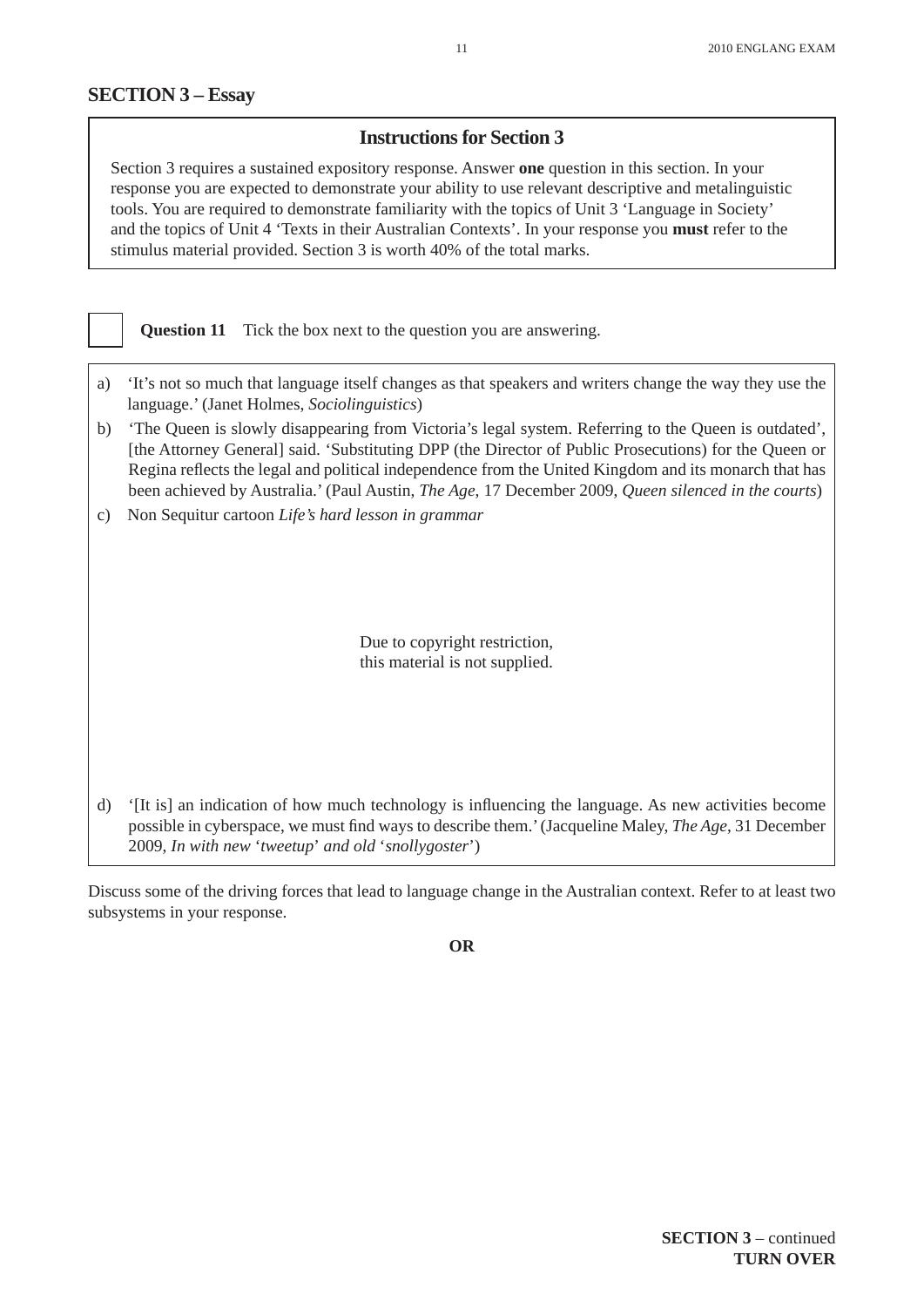## SECTION 3 – Essay

### Instructions for Section 3

Section 3 requires a sustained expository response. Answer **one** question in this section. In your response you are expected to demonstrate your ability to use relevant descriptive and metalinguistic tools. You are required to demonstrate familiarity with the topics of Unit 3 'Language in Society' and the topics of Unit 4 'Texts in their Australian Contexts'. In your response you **must** refer to the stimulus material provided. Section 3 is worth 40% of the total marks.

☐ **Question 11** Tick the box next to the question you are answering.

a) 'It's not so much that language itself changes as that speakers and writers change the way they use the language.' (Janet Holmes, *Sociolinguistics*)

b) 'The Queen is slowly disappearing from Victoria's legal system. Referring to the Queen is outdated', [the Attorney General] said. 'Substituting DPP (the Director of Public Prosecutions) for the Queen or Regina reflects the legal and political independence from the United Kingdom and its monarch that has been achieved by Australia.' (Paul Austin, *The Age*, 17 December 2009, *Queen silenced in the courts*)

c) Non Sequitur cartoon *Life's hard lesson in grammar*

Due to copyright restriction,
this material is not supplied.

d) '[It is] an indication of how much technology is influencing the language. As new activities become possible in cyberspace, we must find ways to describe them.' (Jacqueline Maley, *The Age*, 31 December 2009, *In with new* '*tweetup*' *and old* '*snollygoster*')

Discuss some of the driving forces that lead to language change in the Australian context. Refer to at least two subsystems in your response.

**OR**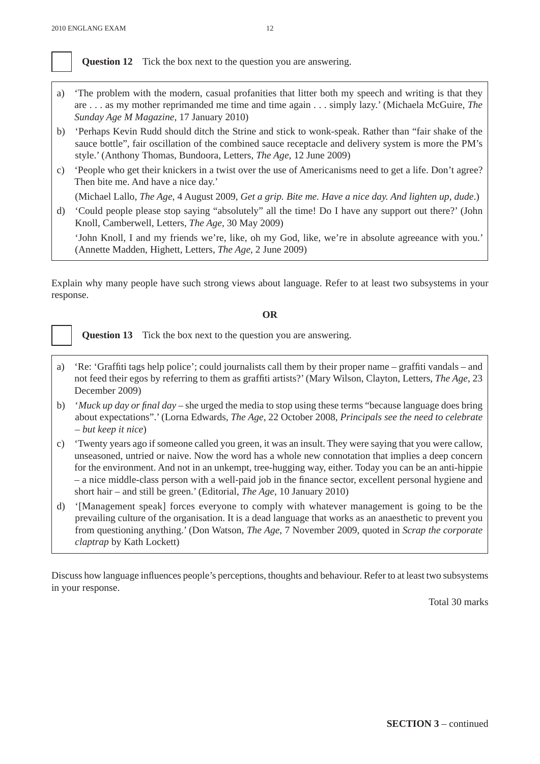☐ **Question 12** Tick the box next to the question you are answering.

a) 'The problem with the modern, casual profanities that litter both my speech and writing is that they are . . . as my mother reprimanded me time and time again . . . simply lazy.' (Michaela McGuire, *The Sunday Age M Magazine*, 17 January 2010)

b) 'Perhaps Kevin Rudd should ditch the Strine and stick to wonk-speak. Rather than "fair shake of the sauce bottle", fair oscillation of the combined sauce receptacle and delivery system is more the PM's style.' (Anthony Thomas, Bundoora, Letters, *The Age*, 12 June 2009)

c) 'People who get their knickers in a twist over the use of Americanisms need to get a life. Don't agree? Then bite me. And have a nice day.'

(Michael Lallo, *The Age*, 4 August 2009, *Get a grip. Bite me. Have a nice day. And lighten up, dude*.)

d) 'Could people please stop saying "absolutely" all the time! Do I have any support out there?' (John Knoll, Camberwell, Letters, *The Age*, 30 May 2009)

'John Knoll, I and my friends we're, like, oh my God, like, we're in absolute agreeance with you.' (Annette Madden, Highett, Letters, *The Age*, 2 June 2009)

Explain why many people have such strong views about language. Refer to at least two subsystems in your response.

**OR**

☐ **Question 13** Tick the box next to the question you are answering.

a) 'Re: 'Graffiti tags help police'; could journalists call them by their proper name – graffiti vandals – and not feed their egos by referring to them as graffiti artists?' (Mary Wilson, Clayton, Letters, *The Age*, 23 December 2009)

b) '*Muck up day or final day* – she urged the media to stop using these terms "because language does bring about expectations".' (Lorna Edwards, *The Age*, 22 October 2008, *Principals see the need to celebrate – but keep it nice*)

c) 'Twenty years ago if someone called you green, it was an insult. They were saying that you were callow, unseasoned, untried or naive. Now the word has a whole new connotation that implies a deep concern for the environment. And not in an unkempt, tree-hugging way, either. Today you can be an anti-hippie – a nice middle-class person with a well-paid job in the finance sector, excellent personal hygiene and short hair – and still be green.' (Editorial, *The Age*, 10 January 2010)

d) '[Management speak] forces everyone to comply with whatever management is going to be the prevailing culture of the organisation. It is a dead language that works as an anaesthetic to prevent you from questioning anything.' (Don Watson, *The Age*, 7 November 2009, quoted in *Scrap the corporate claptrap* by Kath Lockett)

Discuss how language influences people's perceptions, thoughts and behaviour. Refer to at least two subsystems in your response.

Total 30 marks

**SECTION 3** – continued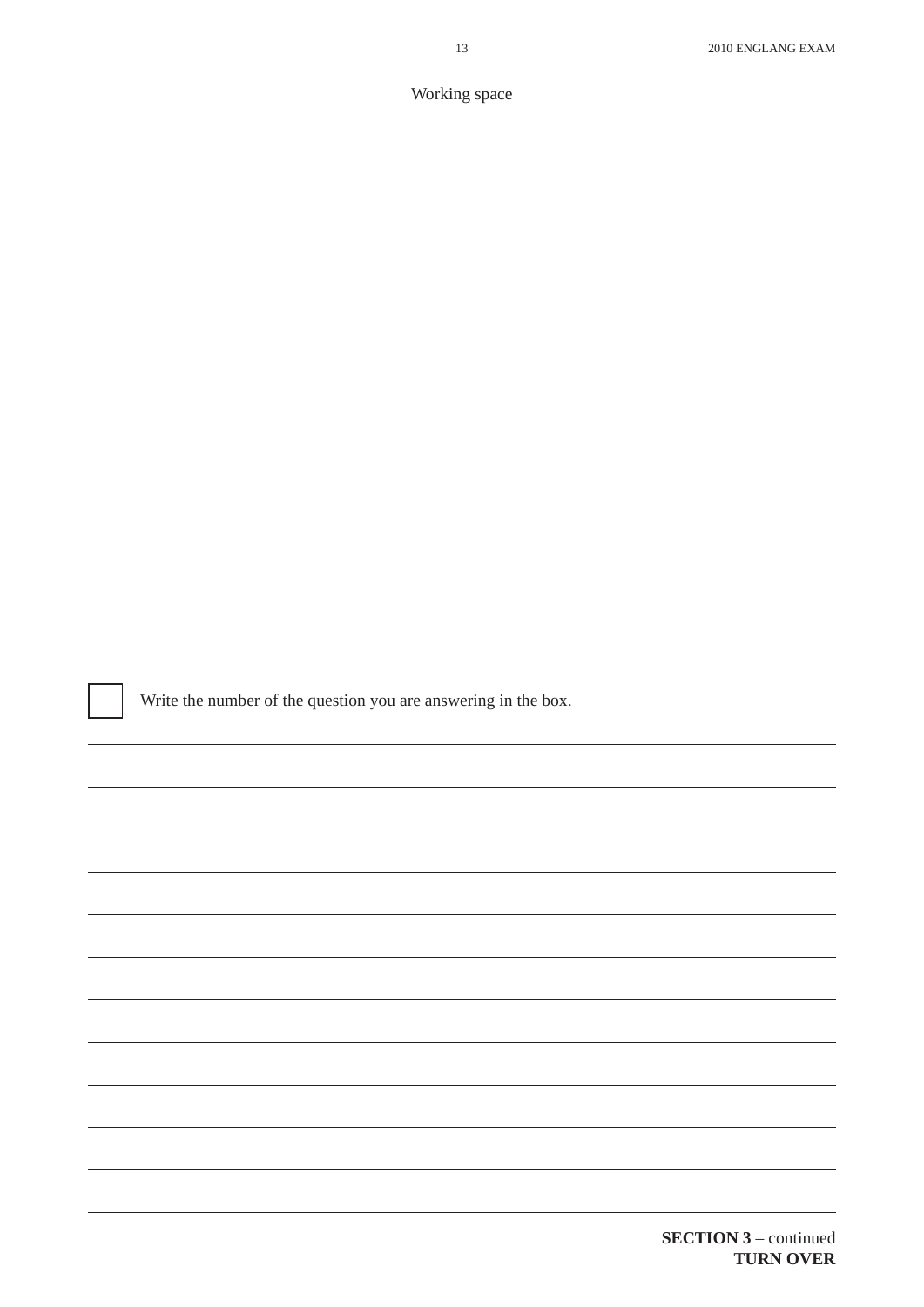Working space

☐ Write the number of the question you are answering in the box.

**SECTION 3** – continued
**TURN OVER**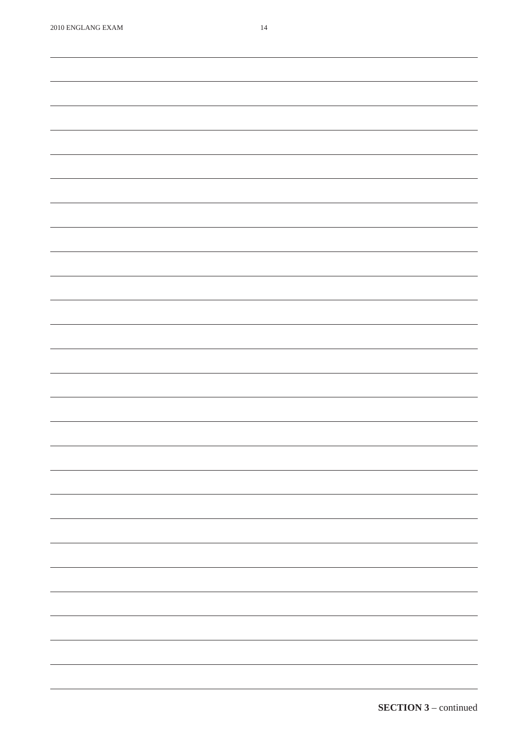**SECTION 3** – continued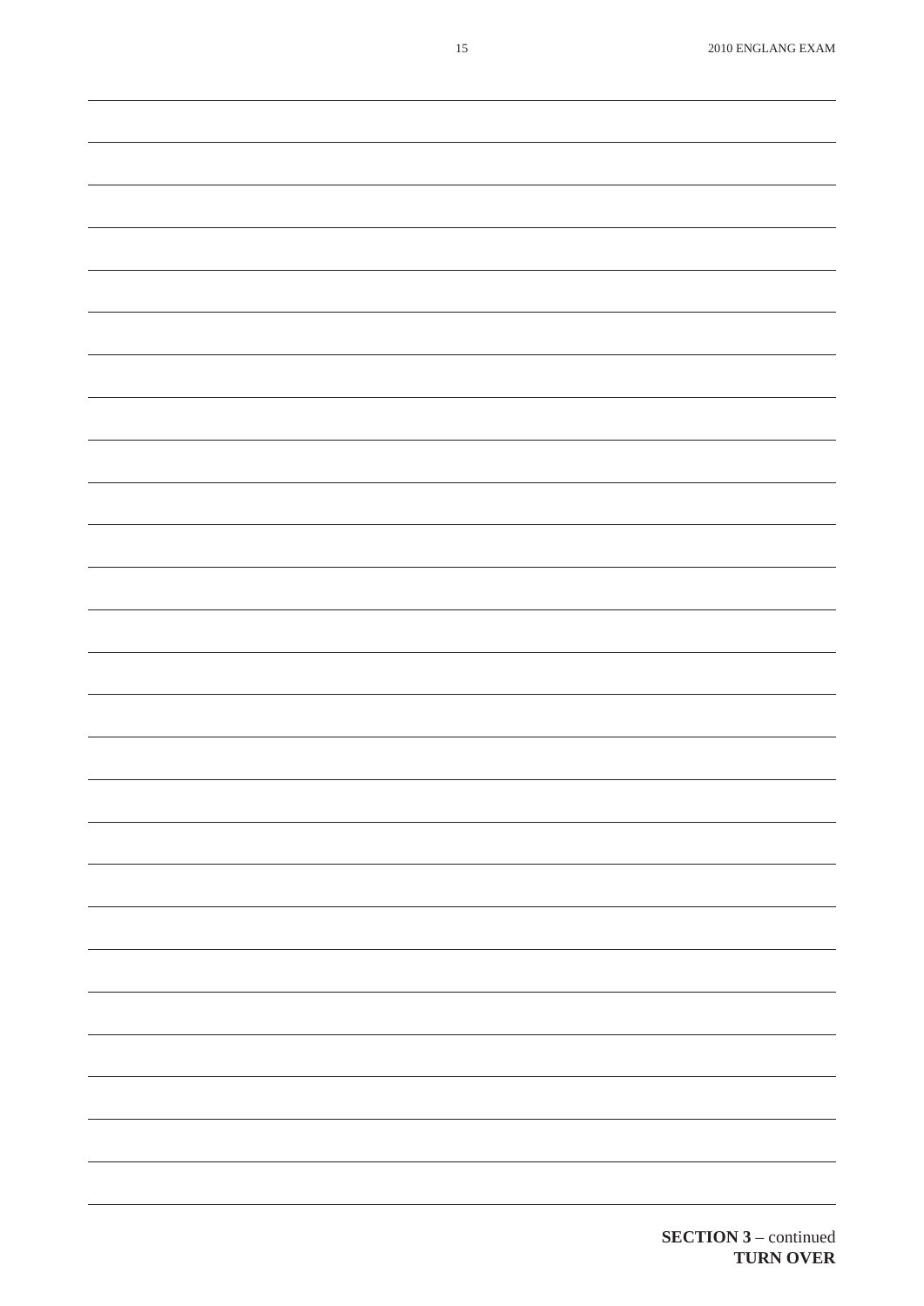**SECTION 3** – continued
**TURN OVER**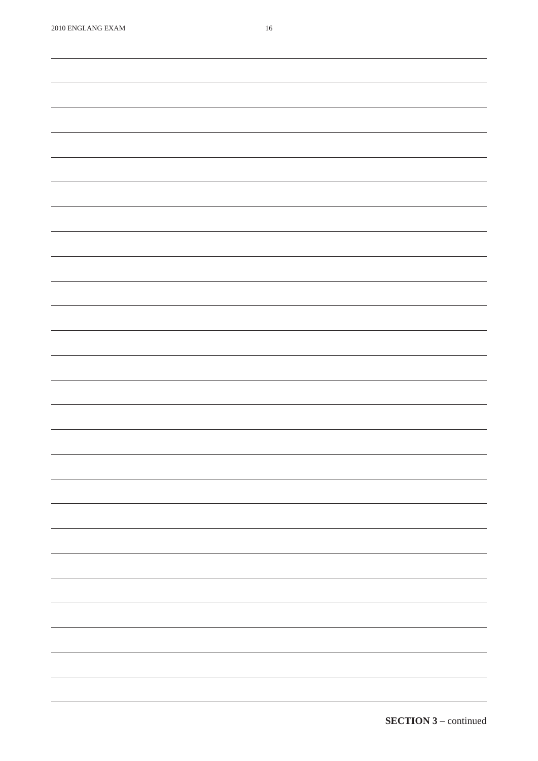**SECTION 3** – continued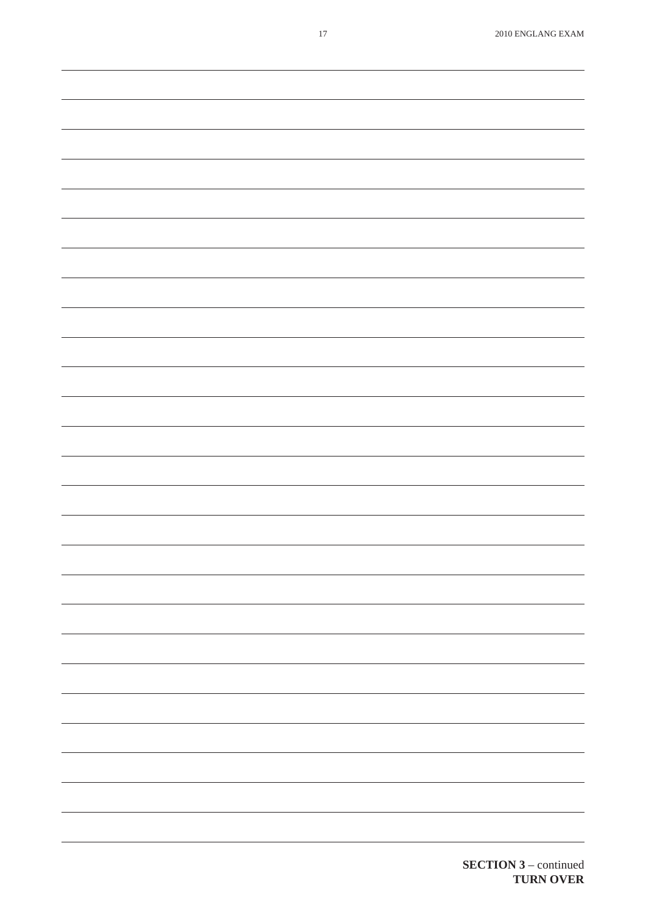**SECTION 3** – continued
**TURN OVER**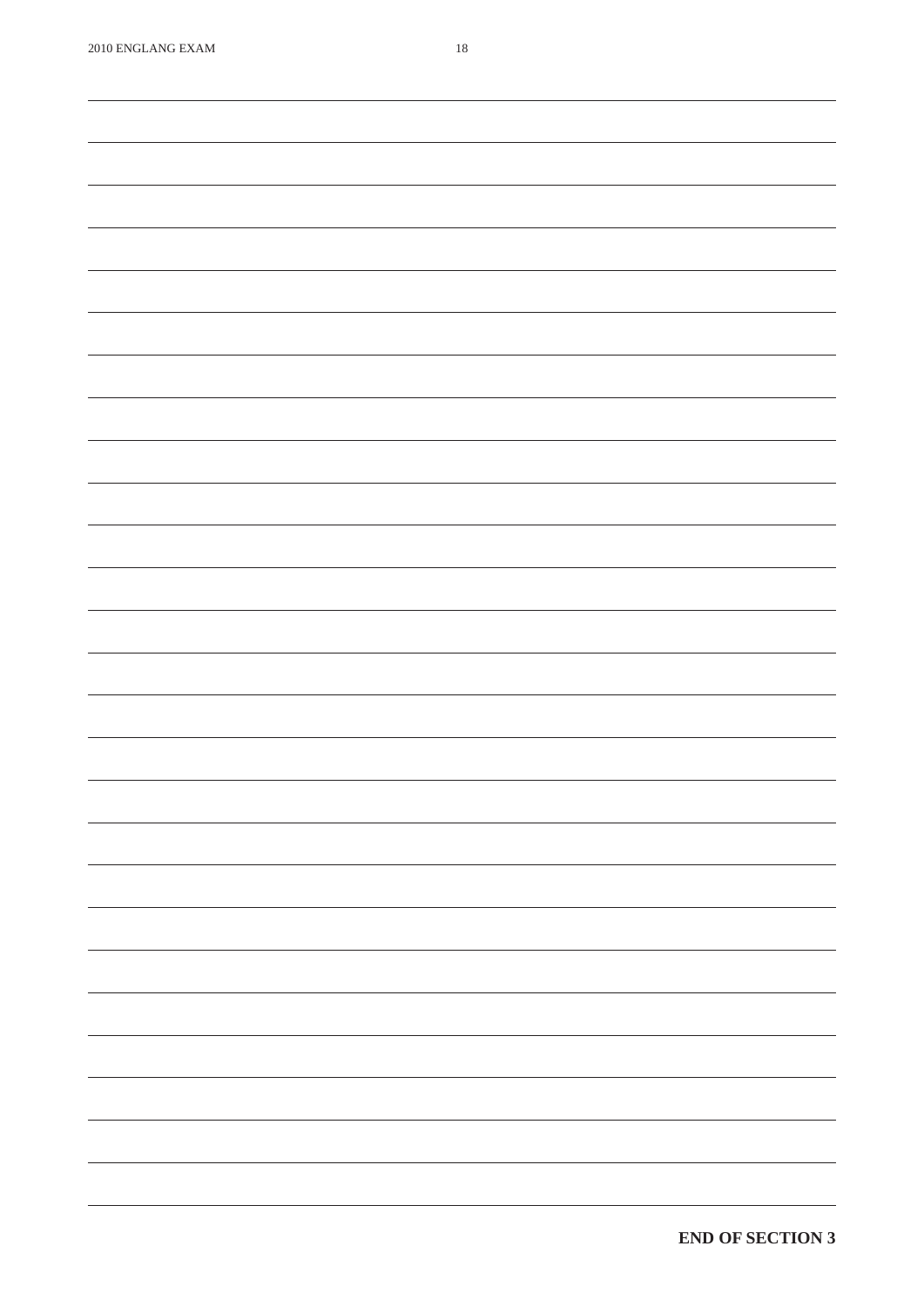**END OF SECTION 3**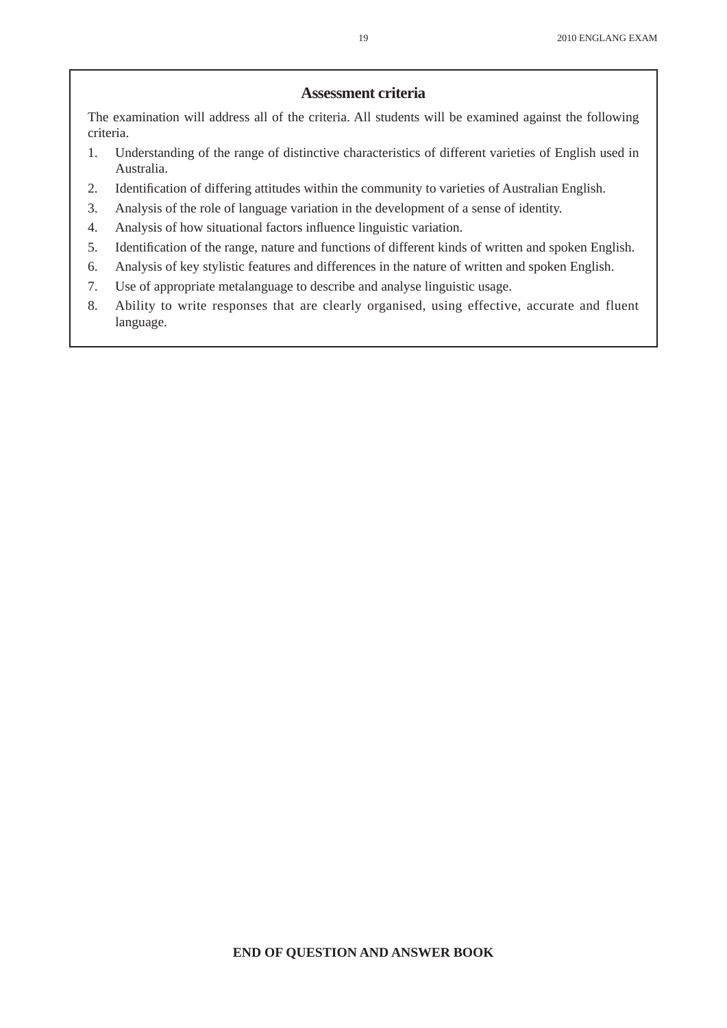## Assessment criteria

The examination will address all of the criteria. All students will be examined against the following criteria.

1. Understanding of the range of distinctive characteristics of different varieties of English used in Australia.
2. Identification of differing attitudes within the community to varieties of Australian English.
3. Analysis of the role of language variation in the development of a sense of identity.
4. Analysis of how situational factors influence linguistic variation.
5. Identification of the range, nature and functions of different kinds of written and spoken English.
6. Analysis of key stylistic features and differences in the nature of written and spoken English.
7. Use of appropriate metalanguage to describe and analyse linguistic usage.
8. Ability to write responses that are clearly organised, using effective, accurate and fluent language.

**END OF QUESTION AND ANSWER BOOK**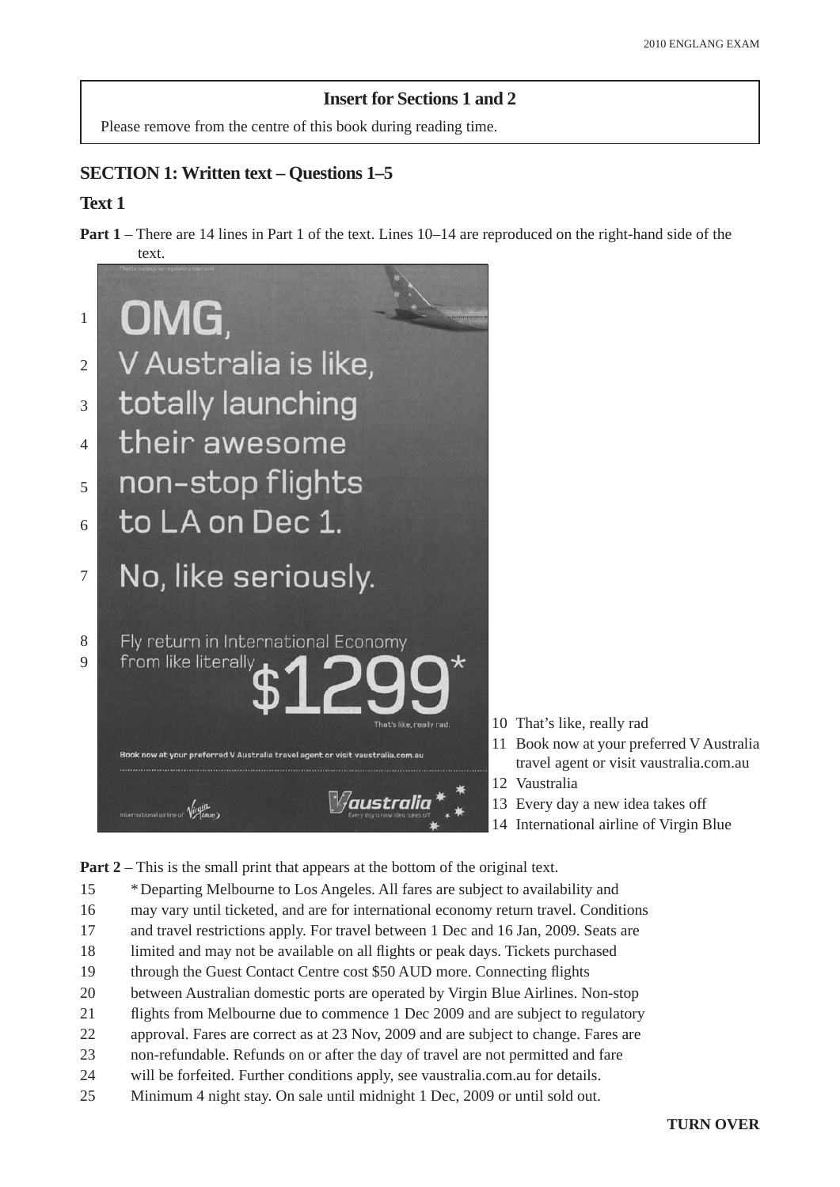## Insert for Sections 1 and 2

Please remove from the centre of this book during reading time.

## SECTION 1: Written text – Questions 1–5

### Text 1

**Part 1** – There are 14 lines in Part 1 of the text. Lines 10–14 are reproduced on the right-hand side of the text.

1 OMG,

2 V Australia is like,

3 totally launching

4 their awesome

5 non-stop flights

6 to LA on Dec 1.

7 No, like seriously.

8 Fly return in International Economy

9 from like literally $1299*

10 That's like, really rad

11 Book now at your preferred V Australia travel agent or visit vaustralia.com.au

12 Vaustralia

13 Every day a new idea takes off

14 International airline of Virgin Blue

**Part 2** – This is the small print that appears at the bottom of the original text.

15 * Departing Melbourne to Los Angeles. All fares are subject to availability and
16 may vary until ticketed, and are for international economy return travel. Conditions
17 and travel restrictions apply. For travel between 1 Dec and 16 Jan, 2009. Seats are
18 limited and may not be available on all flights or peak days. Tickets purchased
19 through the Guest Contact Centre cost $50 AUD more. Connecting flights
20 between Australian domestic ports are operated by Virgin Blue Airlines. Non-stop
21 flights from Melbourne due to commence 1 Dec 2009 and are subject to regulatory
22 approval. Fares are correct as at 23 Nov, 2009 and are subject to change. Fares are
23 non-refundable. Refunds on or after the day of travel are not permitted and fare
24 will be forfeited. Further conditions apply, see vaustralia.com.au for details.
25 Minimum 4 night stay. On sale until midnight 1 Dec, 2009 or until sold out.

**TURN OVER**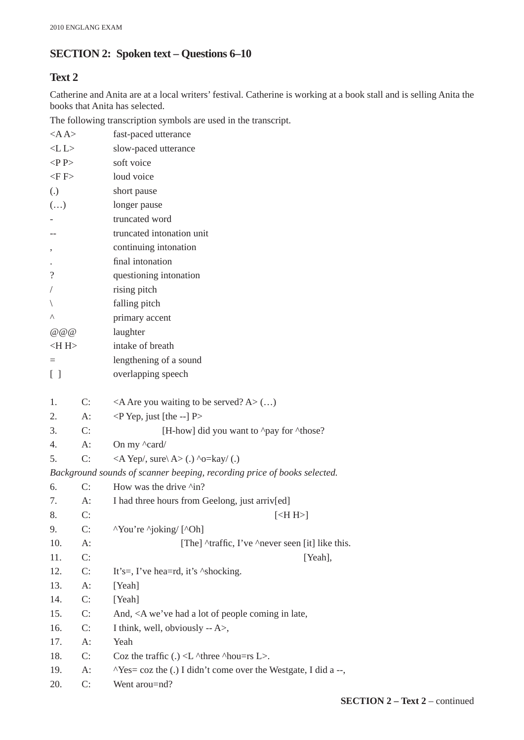## SECTION 2: Spoken text – Questions 6–10

### Text 2

Catherine and Anita are at a local writers' festival. Catherine is working at a book stall and is selling Anita the books that Anita has selected.

The following transcription symbols are used in the transcript.

| | |
|---|---|
| <A A> | fast-paced utterance |
| <L L> | slow-paced utterance |
| <P P> | soft voice |
| <F F> | loud voice |
| (.) | short pause |
| (…) | longer pause |
| - | truncated word |
| -- | truncated intonation unit |
| , | continuing intonation |
| . | final intonation |
| ? | questioning intonation |
| / | rising pitch |
| \ | falling pitch |
| ^ | primary accent |
| @@@ | laughter |
| <H H> | intake of breath |
| = | lengthening of a sound |
| [ ] | overlapping speech |

| | | |
|---|---|---|
| 1. | C: | <A Are you waiting to be served? A> (…) |
| 2. | A: | <P Yep, just [the --] P> |
| 3. | C: | [H-how] did you want to ^pay for ^those? |
| 4. | A: | On my ^card/ |
| 5. | C: | <A Yep/, sure\ A> (.) ^o=kay/ (.) |

*Background sounds of scanner beeping, recording price of books selected.*

| | | |
|---|---|---|
| 6. | C: | How was the drive ^in? |
| 7. | A: | I had three hours from Geelong, just arriv[ed] |
| 8. | C: | [<H H>] |
| 9. | C: | ^You're ^joking/ [^Oh] |
| 10. | A: | [The] ^traffic, I've ^never seen [it] like this. |
| 11. | C: | [Yeah], |
| 12. | C: | It's=, I've hea=rd, it's ^shocking. |
| 13. | A: | [Yeah] |
| 14. | C: | [Yeah] |
| 15. | C: | And, <A we've had a lot of people coming in late, |
| 16. | C: | I think, well, obviously -- A>, |
| 17. | A: | Yeah |
| 18. | C: | Coz the traffic (.) <L ^three ^hou=rs L>. |
| 19. | A: | ^Yes= coz the (.) I didn't come over the Westgate, I did a --, |
| 20. | C: | Went arou=nd? |

**SECTION 2 – Text 2** – continued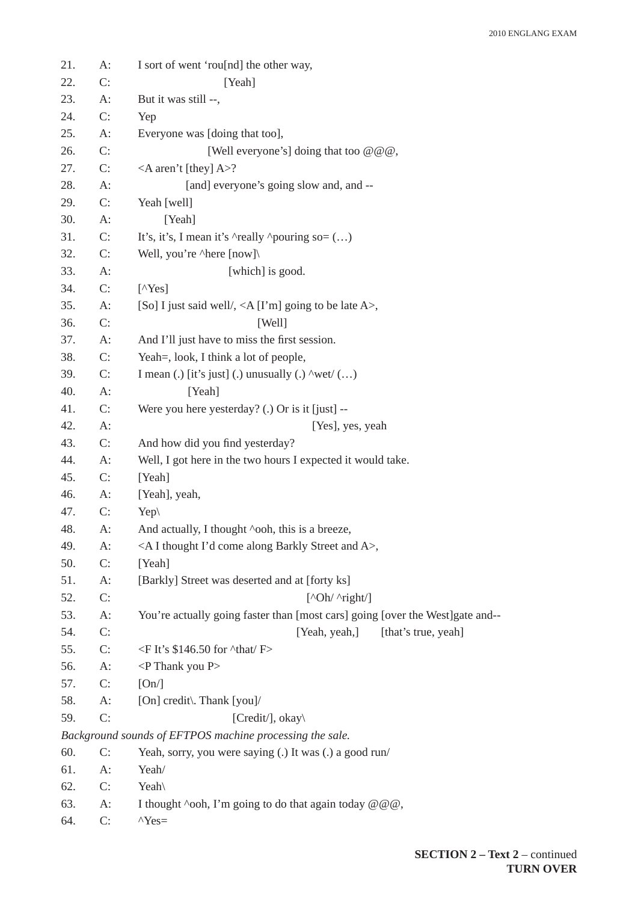| | | |
|---|---|---|
| 21. | A: | I sort of went 'rou[nd] the other way, |
| 22. | C: | [Yeah] |
| 23. | A: | But it was still --, |
| 24. | C: | Yep |
| 25. | A: | Everyone was [doing that too], |
| 26. | C: | [Well everyone's] doing that too @@@, |
| 27. | C: | <A aren't [they] A>? |
| 28. | A: | [and] everyone's going slow and, and -- |
| 29. | C: | Yeah [well] |
| 30. | A: | [Yeah] |
| 31. | C: | It's, it's, I mean it's ^really ^pouring so= (…) |
| 32. | C: | Well, you're ^here [now]\ |
| 33. | A: | [which] is good. |
| 34. | C: | [^Yes] |
| 35. | A: | [So] I just said well/, <A [I'm] going to be late A>, |
| 36. | C: | [Well] |
| 37. | A: | And I'll just have to miss the first session. |
| 38. | C: | Yeah=, look, I think a lot of people, |
| 39. | C: | I mean (.) [it's just] (.) unusually (.) ^wet/ (…) |
| 40. | A: | [Yeah] |
| 41. | C: | Were you here yesterday? (.) Or is it [just] -- |
| 42. | A: | [Yes], yes, yeah |
| 43. | C: | And how did you find yesterday? |
| 44. | A: | Well, I got here in the two hours I expected it would take. |
| 45. | C: | [Yeah] |
| 46. | A: | [Yeah], yeah, |
| 47. | C: | Yep\ |
| 48. | A: | And actually, I thought ^ooh, this is a breeze, |
| 49. | A: | <A I thought I'd come along Barkly Street and A>, |
| 50. | C: | [Yeah] |
| 51. | A: | [Barkly] Street was deserted and at [forty ks] |
| 52. | C: | [^Oh/ ^right/] |
| 53. | A: | You're actually going faster than [most cars] going [over the West]gate and-- |
| 54. | C: | [Yeah, yeah,] [that's true, yeah] |
| 55. | C: | <F It's $146.50 for ^that/ F> |
| 56. | A: | <P Thank you P> |
| 57. | C: | [On/] |
| 58. | A: | [On] credit\. Thank [you]/ |
| 59. | C: | [Credit/], okay\ |

*Background sounds of EFTPOS machine processing the sale.*

| | | |
|---|---|---|
| 60. | C: | Yeah, sorry, you were saying (.) It was (.) a good run/ |
| 61. | A: | Yeah/ |
| 62. | C: | Yeah\ |
| 63. | A: | I thought ^ooh, I'm going to do that again today @@@, |
| 64. | C: | ^Yes= |

**SECTION 2 – Text 2** – continued
**TURN OVER**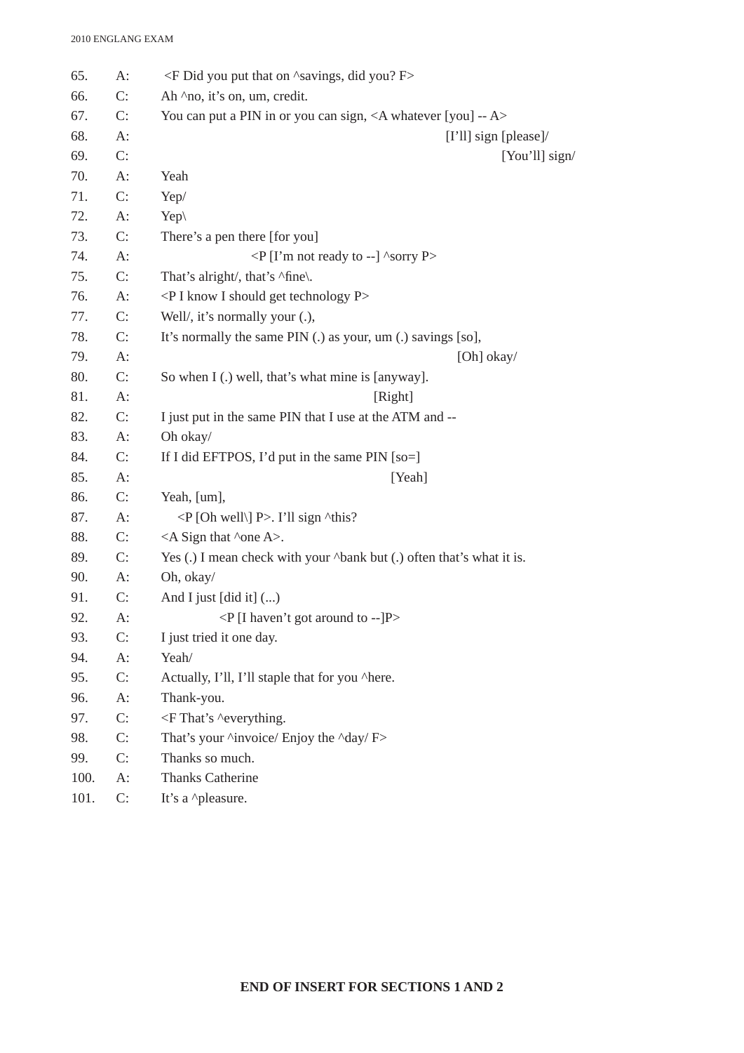| | | |
|---|---|---|
| 65. | A: | <F Did you put that on ^savings, did you? F> |
| 66. | C: | Ah ^no, it's on, um, credit. |
| 67. | C: | You can put a PIN in or you can sign, <A whatever [you] -- A> |
| 68. | A: | [I'll] sign [please]/ |
| 69. | C: | [You'll] sign/ |
| 70. | A: | Yeah |
| 71. | C: | Yep/ |
| 72. | A: | Yep\ |
| 73. | C: | There's a pen there [for you] |
| 74. | A: | <P [I'm not ready to --] ^sorry P> |
| 75. | C: | That's alright/, that's ^fine\. |
| 76. | A: | <P I know I should get technology P> |
| 77. | C: | Well/, it's normally your (.), |
| 78. | C: | It's normally the same PIN (.) as your, um (.) savings [so], |
| 79. | A: | [Oh] okay/ |
| 80. | C: | So when I (.) well, that's what mine is [anyway]. |
| 81. | A: | [Right] |
| 82. | C: | I just put in the same PIN that I use at the ATM and -- |
| 83. | A: | Oh okay/ |
| 84. | C: | If I did EFTPOS, I'd put in the same PIN [so=] |
| 85. | A: | [Yeah] |
| 86. | C: | Yeah, [um], |
| 87. | A: | <P [Oh well\] P>. I'll sign ^this? |
| 88. | C: | <A Sign that ^one A>. |
| 89. | C: | Yes (.) I mean check with your ^bank but (.) often that's what it is. |
| 90. | A: | Oh, okay/ |
| 91. | C: | And I just [did it] (...) |
| 92. | A: | <P [I haven't got around to --]P> |
| 93. | C: | I just tried it one day. |
| 94. | A: | Yeah/ |
| 95. | C: | Actually, I'll, I'll staple that for you ^here. |
| 96. | A: | Thank-you. |
| 97. | C: | <F That's ^everything. |
| 98. | C: | That's your ^invoice/ Enjoy the ^day/ F> |
| 99. | C: | Thanks so much. |
| 100. | A: | Thanks Catherine |
| 101. | C: | It's a ^pleasure. |

**END OF INSERT FOR SECTIONS 1 AND 2**